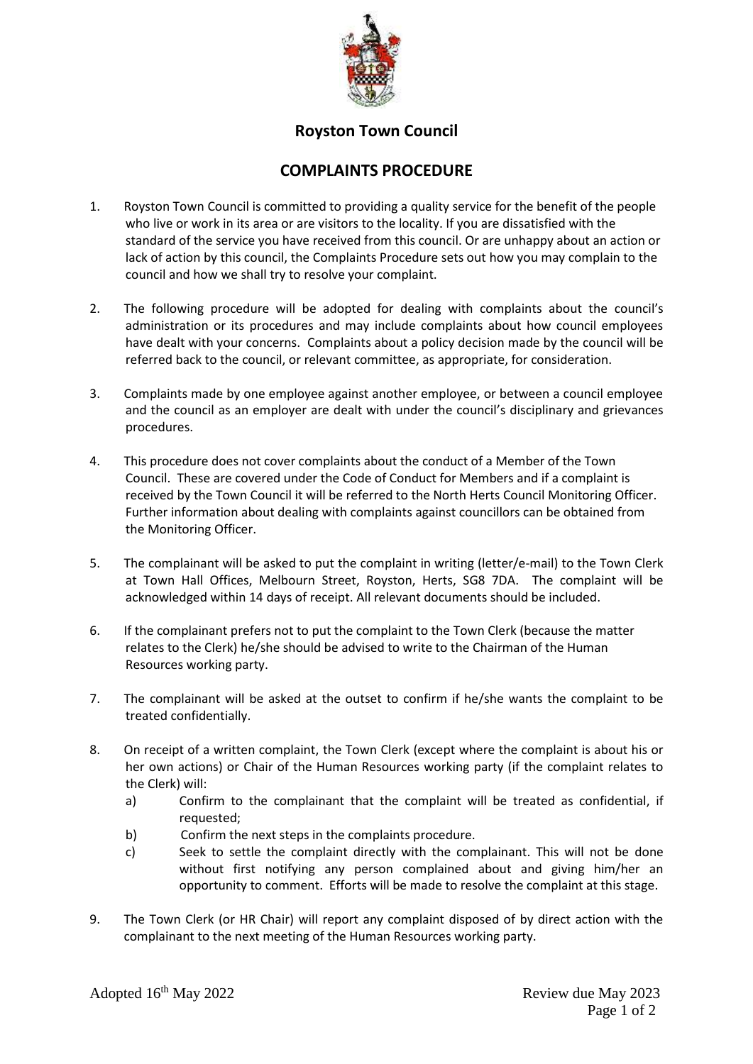# Royston Town Council

## COMPLAINTS PROCEDURE

1. Royston Town Council is committed to providing a quality service for the benefit of the people who live or work in its area or are visitors to the locality. If you are dissatisfied with the standard of the service you have received from this council. Or are unhappy about an action or lack of action by this council, the Complaints Procedure sets out how you may complain to the council and how we shall try to resolve your complaint.

2. The following procedure will be adopted for dealing with complaints about the council's administration or its procedures and may include complaints about how council employees have dealt with your concerns. Complaints about a policy decision made by the council will be referred back to the council, or relevant committee, as appropriate, for consideration.

3. Complaints made by one employee against another employee, or between a council employee and the council as an employer are dealt with under the council's disciplinary and grievances procedures.

4. This procedure does not cover complaints about the conduct of a Member of the Town Council. These are covered under the Code of Conduct for Members and if a complaint is received by the Town Council it will be referred to the North Herts Council Monitoring Officer. Further information about dealing with complaints against councillors can be obtained from the Monitoring Officer.

5. The complainant will be asked to put the complaint in writing (letter/e-mail) to the Town Clerk at Town Hall Offices, Melbourn Street, Royston, Herts, SG8 7DA. The complaint will be acknowledged within 14 days of receipt. All relevant documents should be included.

6. If the complainant prefers not to put the complaint to the Town Clerk (because the matter relates to the Clerk) he/she should be advised to write to the Chairman of the Human Resources working party.

7. The complainant will be asked at the outset to confirm if he/she wants the complaint to be treated confidentially.

8. On receipt of a written complaint, the Town Clerk (except where the complaint is about his or her own actions) or Chair of the Human Resources working party (if the complaint relates to the Clerk) will:
   a) Confirm to the complainant that the complaint will be treated as confidential, if requested;
   b) Confirm the next steps in the complaints procedure.
   c) Seek to settle the complaint directly with the complainant. This will not be done without first notifying any person complained about and giving him/her an opportunity to comment. Efforts will be made to resolve the complaint at this stage.

9. The Town Clerk (or HR Chair) will report any complaint disposed of by direct action with the complainant to the next meeting of the Human Resources working party.

Adopted 16th May 2022 | Review due May 2023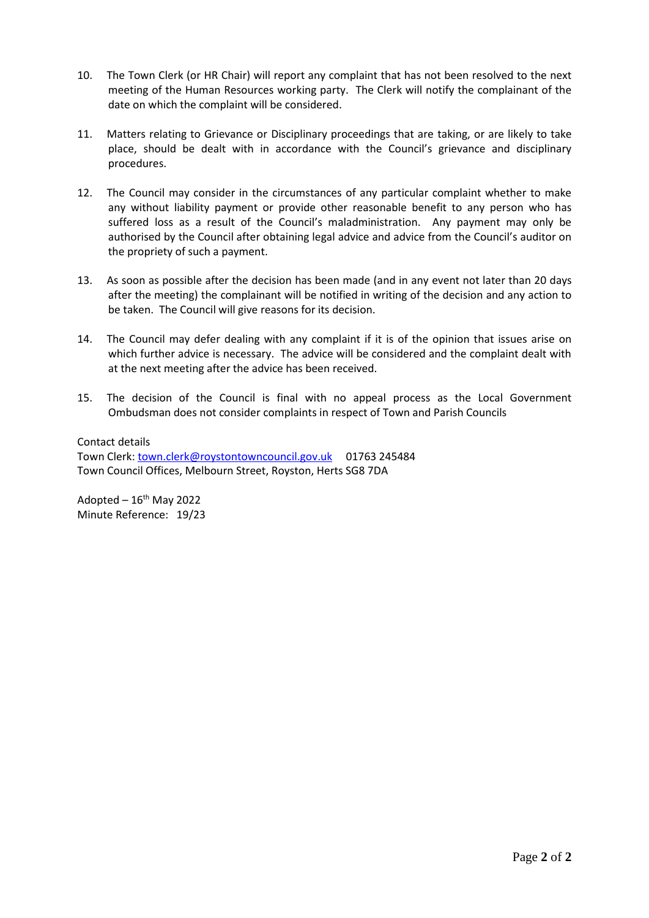10. The Town Clerk (or HR Chair) will report any complaint that has not been resolved to the next meeting of the Human Resources working party. The Clerk will notify the complainant of the date on which the complaint will be considered.

11. Matters relating to Grievance or Disciplinary proceedings that are taking, or are likely to take place, should be dealt with in accordance with the Council's grievance and disciplinary procedures.

12. The Council may consider in the circumstances of any particular complaint whether to make any without liability payment or provide other reasonable benefit to any person who has suffered loss as a result of the Council's maladministration. Any payment may only be authorised by the Council after obtaining legal advice and advice from the Council's auditor on the propriety of such a payment.

13. As soon as possible after the decision has been made (and in any event not later than 20 days after the meeting) the complainant will be notified in writing of the decision and any action to be taken. The Council will give reasons for its decision.

14. The Council may defer dealing with any complaint if it is of the opinion that issues arise on which further advice is necessary. The advice will be considered and the complaint dealt with at the next meeting after the advice has been received.

15. The decision of the Council is final with no appeal process as the Local Government Ombudsman does not consider complaints in respect of Town and Parish Councils

Contact details
Town Clerk: town.clerk@roystontowncouncil.gov.uk 01763 245484
Town Council Offices, Melbourn Street, Royston, Herts SG8 7DA

Adopted – 16th May 2022
Minute Reference: 19/23